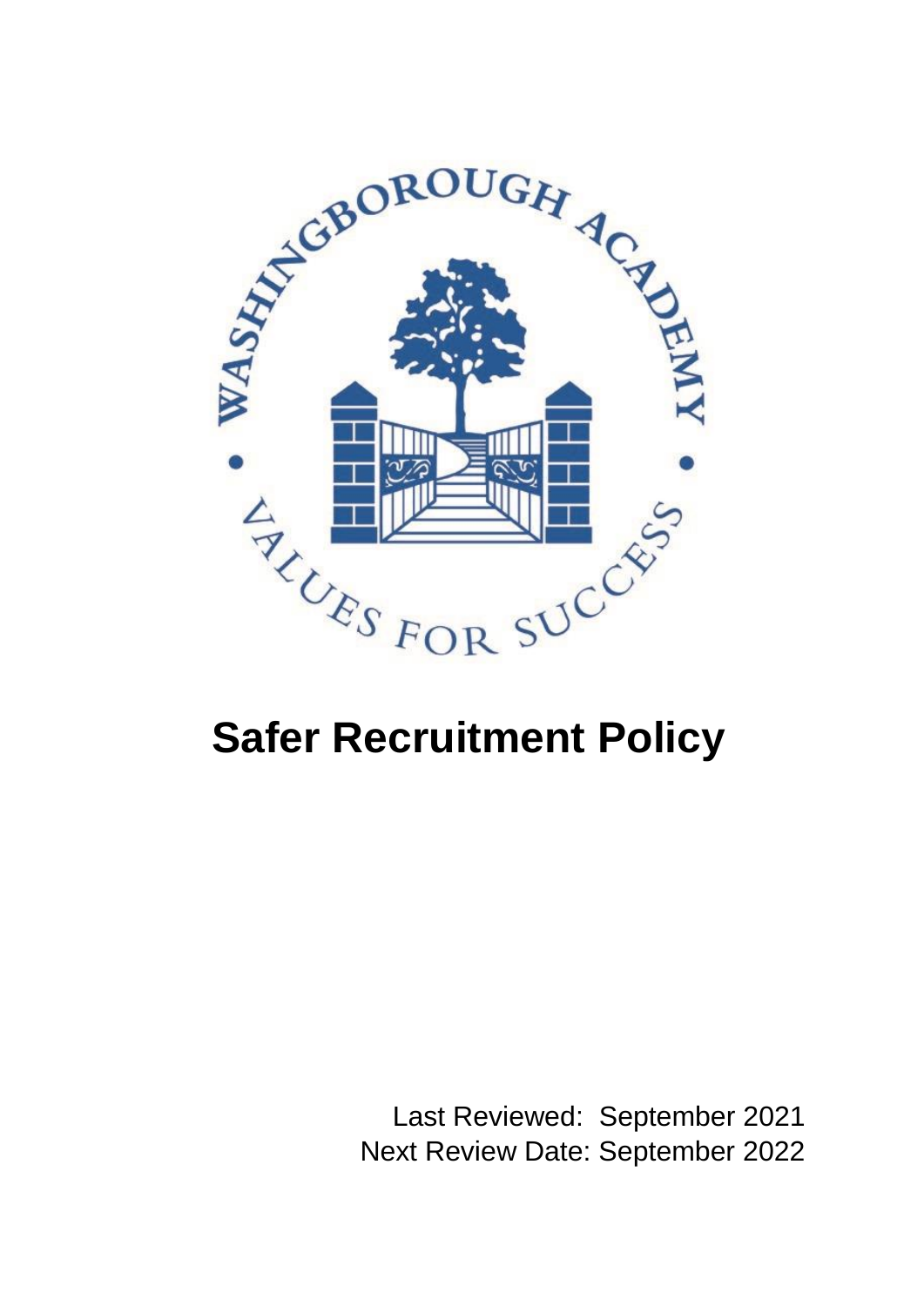WASHINGBOROUGH ACADEMY

VALUES FOR SUCCESS

# Safer Recruitment Policy

Last Reviewed: September 2021
Next Review Date: September 2022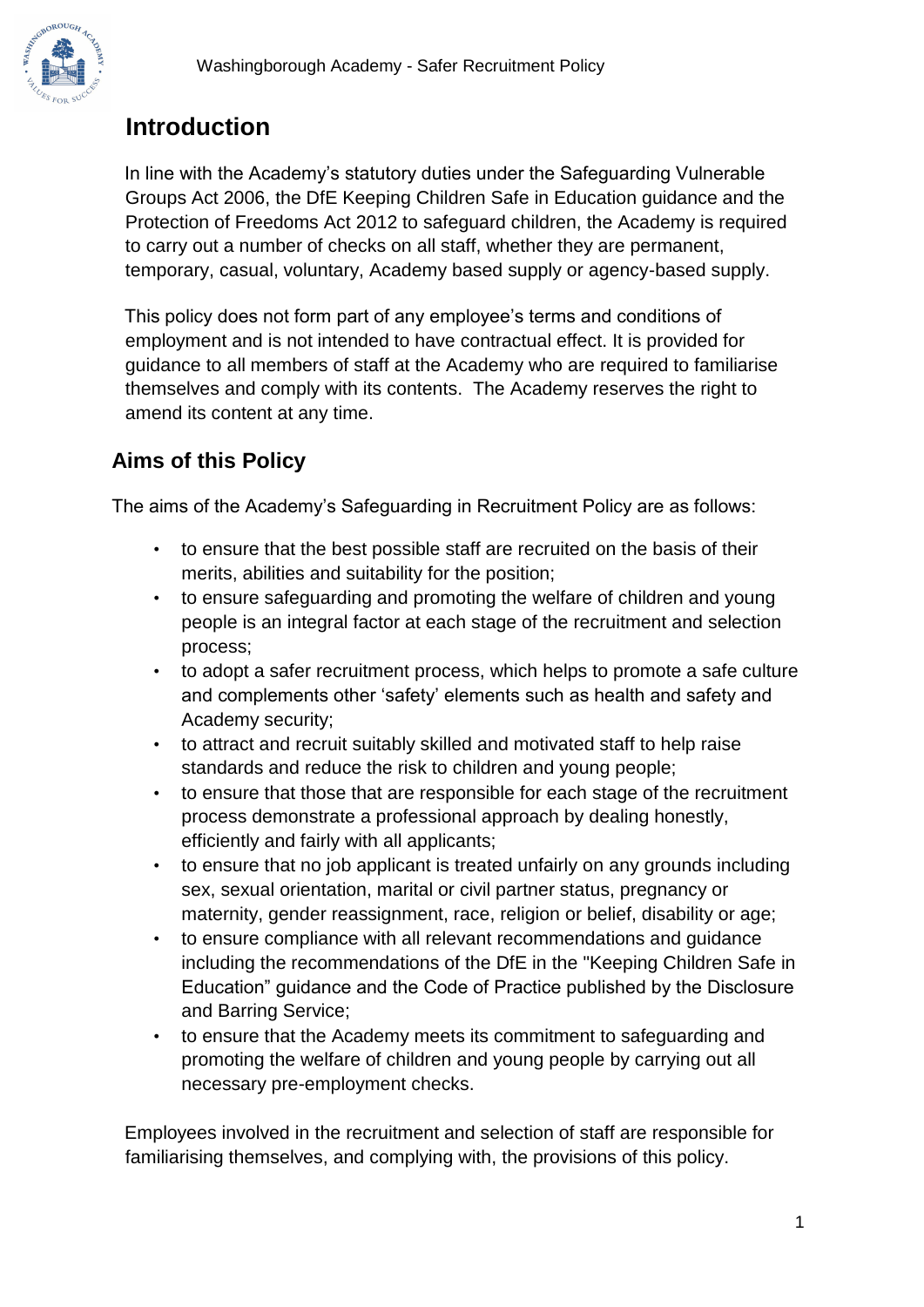# Introduction

In line with the Academy's statutory duties under the Safeguarding Vulnerable Groups Act 2006, the DfE Keeping Children Safe in Education guidance and the Protection of Freedoms Act 2012 to safeguard children, the Academy is required to carry out a number of checks on all staff, whether they are permanent, temporary, casual, voluntary, Academy based supply or agency-based supply.

This policy does not form part of any employee's terms and conditions of employment and is not intended to have contractual effect. It is provided for guidance to all members of staff at the Academy who are required to familiarise themselves and comply with its contents. The Academy reserves the right to amend its content at any time.

## Aims of this Policy

The aims of the Academy's Safeguarding in Recruitment Policy are as follows:

- to ensure that the best possible staff are recruited on the basis of their merits, abilities and suitability for the position;
- to ensure safeguarding and promoting the welfare of children and young people is an integral factor at each stage of the recruitment and selection process;
- to adopt a safer recruitment process, which helps to promote a safe culture and complements other 'safety' elements such as health and safety and Academy security;
- to attract and recruit suitably skilled and motivated staff to help raise standards and reduce the risk to children and young people;
- to ensure that those that are responsible for each stage of the recruitment process demonstrate a professional approach by dealing honestly, efficiently and fairly with all applicants;
- to ensure that no job applicant is treated unfairly on any grounds including sex, sexual orientation, marital or civil partner status, pregnancy or maternity, gender reassignment, race, religion or belief, disability or age;
- to ensure compliance with all relevant recommendations and guidance including the recommendations of the DfE in the "Keeping Children Safe in Education" guidance and the Code of Practice published by the Disclosure and Barring Service;
- to ensure that the Academy meets its commitment to safeguarding and promoting the welfare of children and young people by carrying out all necessary pre-employment checks.

Employees involved in the recruitment and selection of staff are responsible for familiarising themselves, and complying with, the provisions of this policy.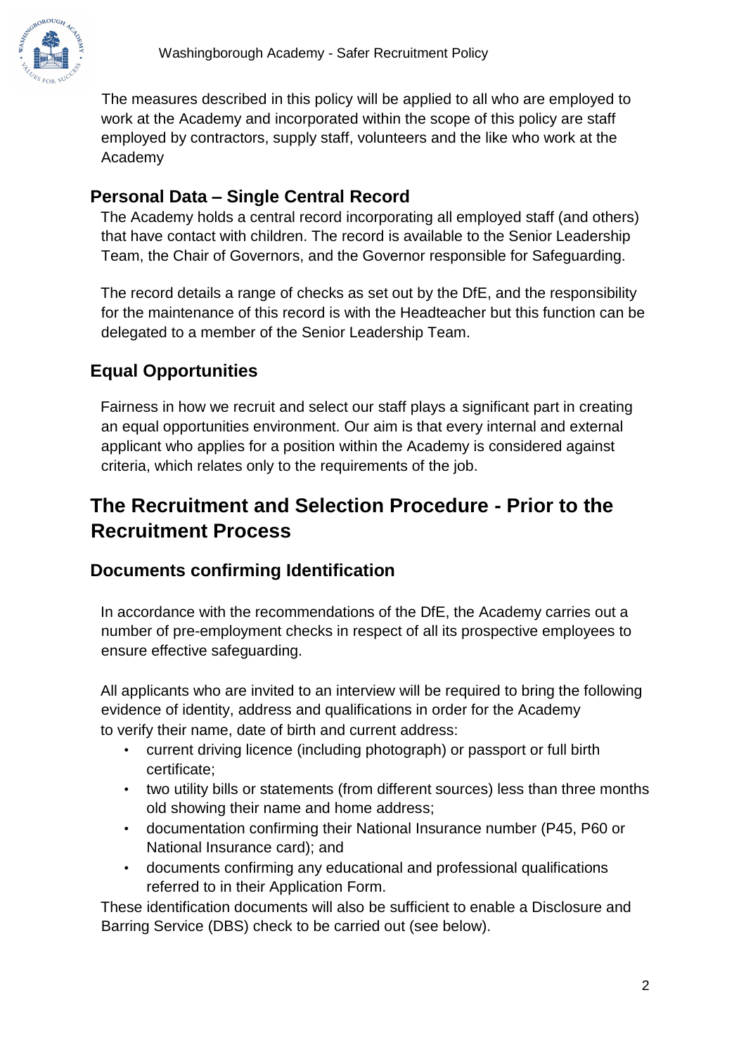The measures described in this policy will be applied to all who are employed to work at the Academy and incorporated within the scope of this policy are staff employed by contractors, supply staff, volunteers and the like who work at the Academy

### Personal Data – Single Central Record

The Academy holds a central record incorporating all employed staff (and others) that have contact with children. The record is available to the Senior Leadership Team, the Chair of Governors, and the Governor responsible for Safeguarding.

The record details a range of checks as set out by the DfE, and the responsibility for the maintenance of this record is with the Headteacher but this function can be delegated to a member of the Senior Leadership Team.

### Equal Opportunities

Fairness in how we recruit and select our staff plays a significant part in creating an equal opportunities environment. Our aim is that every internal and external applicant who applies for a position within the Academy is considered against criteria, which relates only to the requirements of the job.

## The Recruitment and Selection Procedure - Prior to the Recruitment Process

### Documents confirming Identification

In accordance with the recommendations of the DfE, the Academy carries out a number of pre-employment checks in respect of all its prospective employees to ensure effective safeguarding.

All applicants who are invited to an interview will be required to bring the following evidence of identity, address and qualifications in order for the Academy to verify their name, date of birth and current address:

- current driving licence (including photograph) or passport or full birth certificate;
- two utility bills or statements (from different sources) less than three months old showing their name and home address;
- documentation confirming their National Insurance number (P45, P60 or National Insurance card); and
- documents confirming any educational and professional qualifications referred to in their Application Form.

These identification documents will also be sufficient to enable a Disclosure and Barring Service (DBS) check to be carried out (see below).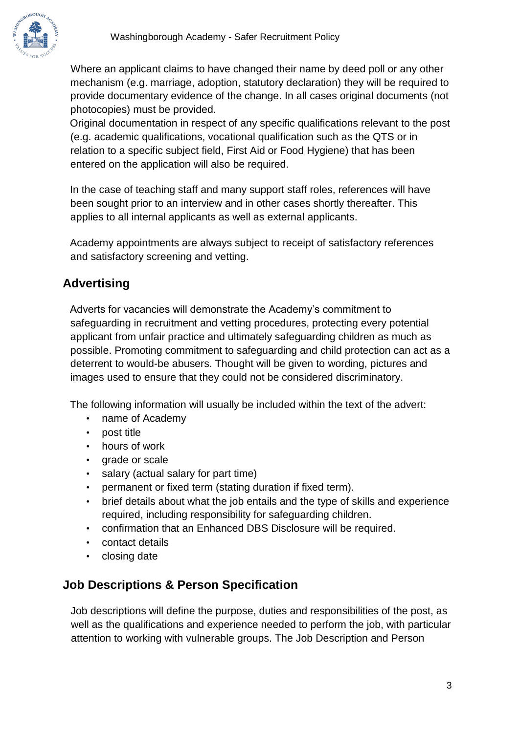Where an applicant claims to have changed their name by deed poll or any other mechanism (e.g. marriage, adoption, statutory declaration) they will be required to provide documentary evidence of the change. In all cases original documents (not photocopies) must be provided.
Original documentation in respect of any specific qualifications relevant to the post (e.g. academic qualifications, vocational qualification such as the QTS or in relation to a specific subject field, First Aid or Food Hygiene) that has been entered on the application will also be required.

In the case of teaching staff and many support staff roles, references will have been sought prior to an interview and in other cases shortly thereafter. This applies to all internal applicants as well as external applicants.

Academy appointments are always subject to receipt of satisfactory references and satisfactory screening and vetting.

## Advertising

Adverts for vacancies will demonstrate the Academy's commitment to safeguarding in recruitment and vetting procedures, protecting every potential applicant from unfair practice and ultimately safeguarding children as much as possible. Promoting commitment to safeguarding and child protection can act as a deterrent to would-be abusers. Thought will be given to wording, pictures and images used to ensure that they could not be considered discriminatory.

The following information will usually be included within the text of the advert:

- name of Academy
- post title
- hours of work
- grade or scale
- salary (actual salary for part time)
- permanent or fixed term (stating duration if fixed term).
- brief details about what the job entails and the type of skills and experience required, including responsibility for safeguarding children.
- confirmation that an Enhanced DBS Disclosure will be required.
- contact details
- closing date

## Job Descriptions & Person Specification

Job descriptions will define the purpose, duties and responsibilities of the post, as well as the qualifications and experience needed to perform the job, with particular attention to working with vulnerable groups. The Job Description and Person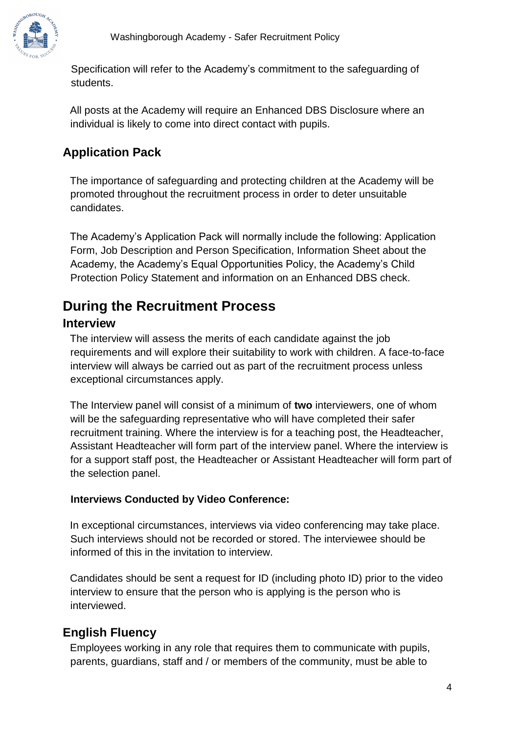Specification will refer to the Academy's commitment to the safeguarding of students.

All posts at the Academy will require an Enhanced DBS Disclosure where an individual is likely to come into direct contact with pupils.

## Application Pack

The importance of safeguarding and protecting children at the Academy will be promoted throughout the recruitment process in order to deter unsuitable candidates.

The Academy's Application Pack will normally include the following: Application Form, Job Description and Person Specification, Information Sheet about the Academy, the Academy's Equal Opportunities Policy, the Academy's Child Protection Policy Statement and information on an Enhanced DBS check.

# During the Recruitment Process

## Interview

The interview will assess the merits of each candidate against the job requirements and will explore their suitability to work with children. A face-to-face interview will always be carried out as part of the recruitment process unless exceptional circumstances apply.

The Interview panel will consist of a minimum of **two** interviewers, one of whom will be the safeguarding representative who will have completed their safer recruitment training. Where the interview is for a teaching post, the Headteacher, Assistant Headteacher will form part of the interview panel. Where the interview is for a support staff post, the Headteacher or Assistant Headteacher will form part of the selection panel.

**Interviews Conducted by Video Conference:**

In exceptional circumstances, interviews via video conferencing may take place. Such interviews should not be recorded or stored. The interviewee should be informed of this in the invitation to interview.

Candidates should be sent a request for ID (including photo ID) prior to the video interview to ensure that the person who is applying is the person who is interviewed.

## English Fluency

Employees working in any role that requires them to communicate with pupils, parents, guardians, staff and / or members of the community, must be able to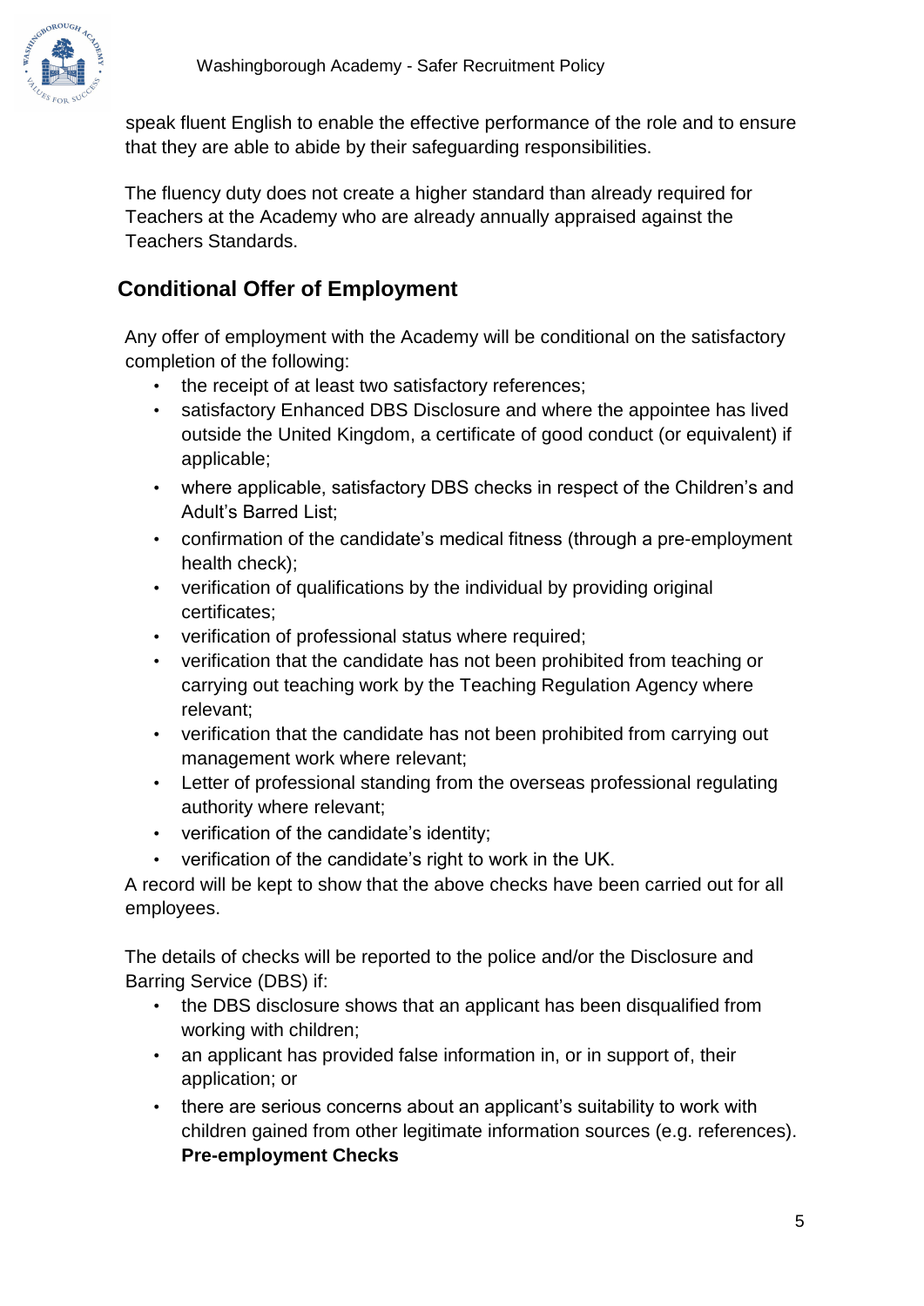speak fluent English to enable the effective performance of the role and to ensure that they are able to abide by their safeguarding responsibilities.

The fluency duty does not create a higher standard than already required for Teachers at the Academy who are already annually appraised against the Teachers Standards.

## Conditional Offer of Employment

Any offer of employment with the Academy will be conditional on the satisfactory completion of the following:

- the receipt of at least two satisfactory references;
- satisfactory Enhanced DBS Disclosure and where the appointee has lived outside the United Kingdom, a certificate of good conduct (or equivalent) if applicable;
- where applicable, satisfactory DBS checks in respect of the Children's and Adult's Barred List;
- confirmation of the candidate's medical fitness (through a pre-employment health check);
- verification of qualifications by the individual by providing original certificates;
- verification of professional status where required;
- verification that the candidate has not been prohibited from teaching or carrying out teaching work by the Teaching Regulation Agency where relevant;
- verification that the candidate has not been prohibited from carrying out management work where relevant;
- Letter of professional standing from the overseas professional regulating authority where relevant;
- verification of the candidate's identity;
- verification of the candidate's right to work in the UK.

A record will be kept to show that the above checks have been carried out for all employees.

The details of checks will be reported to the police and/or the Disclosure and Barring Service (DBS) if:

- the DBS disclosure shows that an applicant has been disqualified from working with children;
- an applicant has provided false information in, or in support of, their application; or
- there are serious concerns about an applicant's suitability to work with children gained from other legitimate information sources (e.g. references).

**Pre-employment Checks**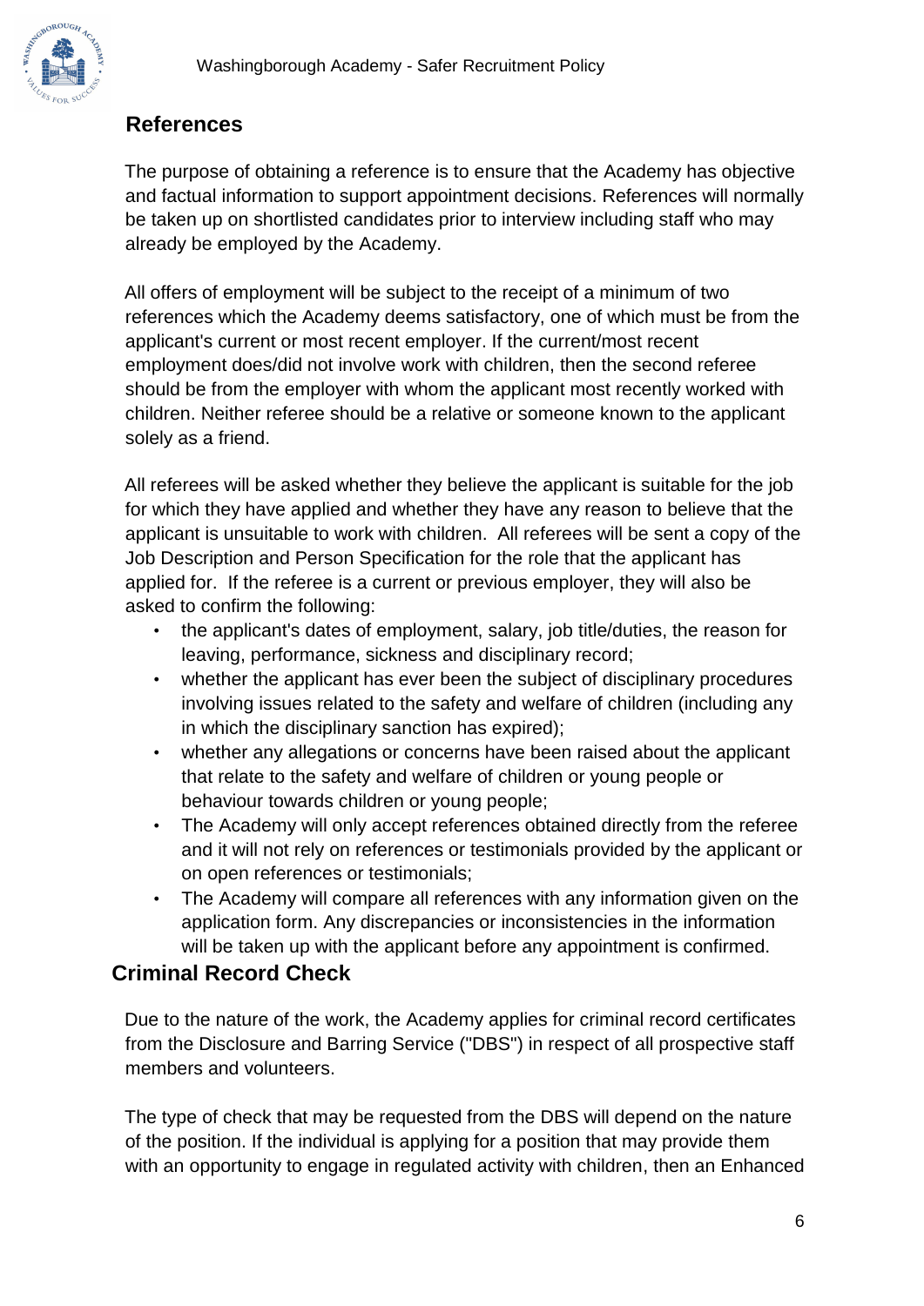## References

The purpose of obtaining a reference is to ensure that the Academy has objective and factual information to support appointment decisions. References will normally be taken up on shortlisted candidates prior to interview including staff who may already be employed by the Academy.

All offers of employment will be subject to the receipt of a minimum of two references which the Academy deems satisfactory, one of which must be from the applicant's current or most recent employer. If the current/most recent employment does/did not involve work with children, then the second referee should be from the employer with whom the applicant most recently worked with children. Neither referee should be a relative or someone known to the applicant solely as a friend.

All referees will be asked whether they believe the applicant is suitable for the job for which they have applied and whether they have any reason to believe that the applicant is unsuitable to work with children. All referees will be sent a copy of the Job Description and Person Specification for the role that the applicant has applied for. If the referee is a current or previous employer, they will also be asked to confirm the following:

- the applicant's dates of employment, salary, job title/duties, the reason for leaving, performance, sickness and disciplinary record;
- whether the applicant has ever been the subject of disciplinary procedures involving issues related to the safety and welfare of children (including any in which the disciplinary sanction has expired);
- whether any allegations or concerns have been raised about the applicant that relate to the safety and welfare of children or young people or behaviour towards children or young people;
- The Academy will only accept references obtained directly from the referee and it will not rely on references or testimonials provided by the applicant or on open references or testimonials;
- The Academy will compare all references with any information given on the application form. Any discrepancies or inconsistencies in the information will be taken up with the applicant before any appointment is confirmed.

## Criminal Record Check

Due to the nature of the work, the Academy applies for criminal record certificates from the Disclosure and Barring Service ("DBS") in respect of all prospective staff members and volunteers.

The type of check that may be requested from the DBS will depend on the nature of the position. If the individual is applying for a position that may provide them with an opportunity to engage in regulated activity with children, then an Enhanced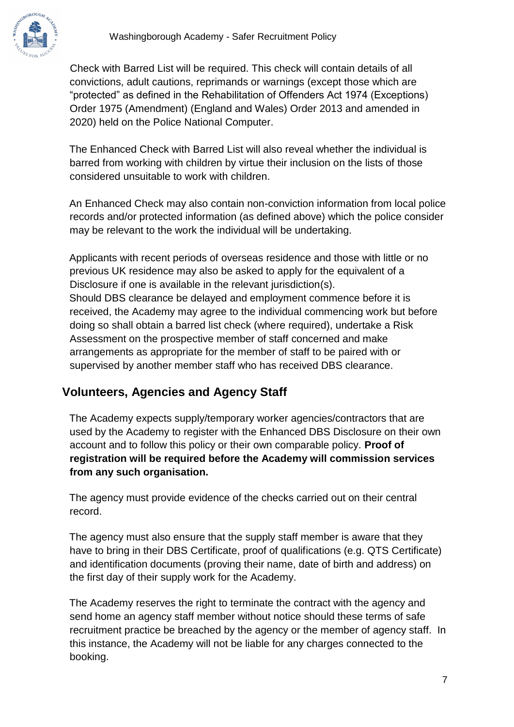Check with Barred List will be required. This check will contain details of all convictions, adult cautions, reprimands or warnings (except those which are "protected" as defined in the Rehabilitation of Offenders Act 1974 (Exceptions) Order 1975 (Amendment) (England and Wales) Order 2013 and amended in 2020) held on the Police National Computer.

The Enhanced Check with Barred List will also reveal whether the individual is barred from working with children by virtue their inclusion on the lists of those considered unsuitable to work with children.

An Enhanced Check may also contain non-conviction information from local police records and/or protected information (as defined above) which the police consider may be relevant to the work the individual will be undertaking.

Applicants with recent periods of overseas residence and those with little or no previous UK residence may also be asked to apply for the equivalent of a Disclosure if one is available in the relevant jurisdiction(s).
Should DBS clearance be delayed and employment commence before it is received, the Academy may agree to the individual commencing work but before doing so shall obtain a barred list check (where required), undertake a Risk Assessment on the prospective member of staff concerned and make arrangements as appropriate for the member of staff to be paired with or supervised by another member staff who has received DBS clearance.

## Volunteers, Agencies and Agency Staff

The Academy expects supply/temporary worker agencies/contractors that are used by the Academy to register with the Enhanced DBS Disclosure on their own account and to follow this policy or their own comparable policy. **Proof of registration will be required before the Academy will commission services from any such organisation.**

The agency must provide evidence of the checks carried out on their central record.

The agency must also ensure that the supply staff member is aware that they have to bring in their DBS Certificate, proof of qualifications (e.g. QTS Certificate) and identification documents (proving their name, date of birth and address) on the first day of their supply work for the Academy.

The Academy reserves the right to terminate the contract with the agency and send home an agency staff member without notice should these terms of safe recruitment practice be breached by the agency or the member of agency staff. In this instance, the Academy will not be liable for any charges connected to the booking.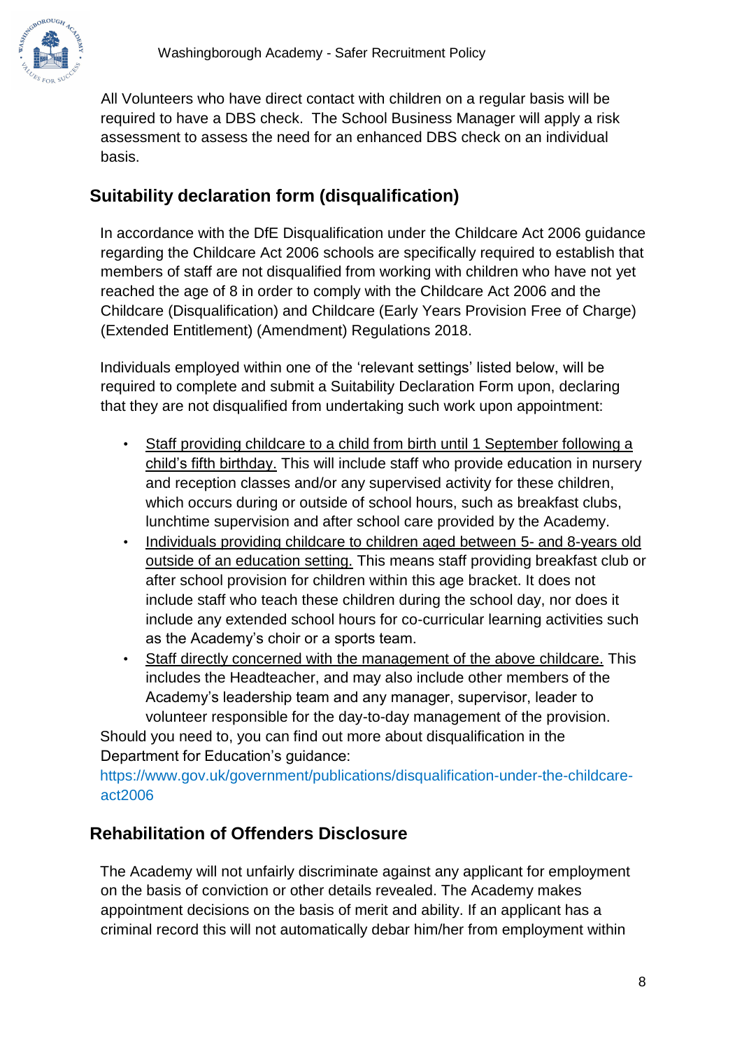All Volunteers who have direct contact with children on a regular basis will be required to have a DBS check. The School Business Manager will apply a risk assessment to assess the need for an enhanced DBS check on an individual basis.

## Suitability declaration form (disqualification)

In accordance with the DfE Disqualification under the Childcare Act 2006 guidance regarding the Childcare Act 2006 schools are specifically required to establish that members of staff are not disqualified from working with children who have not yet reached the age of 8 in order to comply with the Childcare Act 2006 and the Childcare (Disqualification) and Childcare (Early Years Provision Free of Charge) (Extended Entitlement) (Amendment) Regulations 2018.

Individuals employed within one of the 'relevant settings' listed below, will be required to complete and submit a Suitability Declaration Form upon, declaring that they are not disqualified from undertaking such work upon appointment:

- Staff providing childcare to a child from birth until 1 September following a child's fifth birthday. This will include staff who provide education in nursery and reception classes and/or any supervised activity for these children, which occurs during or outside of school hours, such as breakfast clubs, lunchtime supervision and after school care provided by the Academy.
- Individuals providing childcare to children aged between 5- and 8-years old outside of an education setting. This means staff providing breakfast club or after school provision for children within this age bracket. It does not include staff who teach these children during the school day, nor does it include any extended school hours for co-curricular learning activities such as the Academy's choir or a sports team.
- Staff directly concerned with the management of the above childcare. This includes the Headteacher, and may also include other members of the Academy's leadership team and any manager, supervisor, leader to volunteer responsible for the day-to-day management of the provision.

Should you need to, you can find out more about disqualification in the Department for Education's guidance:
https://www.gov.uk/government/publications/disqualification-under-the-childcare-act2006

## Rehabilitation of Offenders Disclosure

The Academy will not unfairly discriminate against any applicant for employment on the basis of conviction or other details revealed. The Academy makes appointment decisions on the basis of merit and ability. If an applicant has a criminal record this will not automatically debar him/her from employment within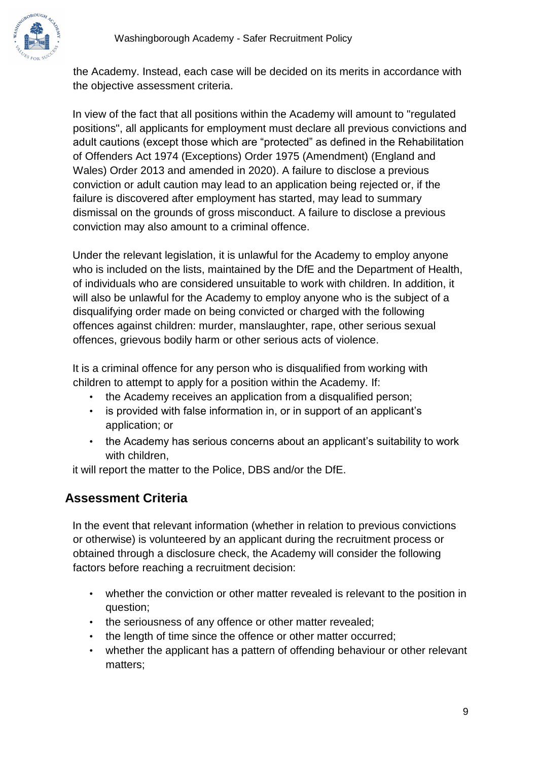the Academy. Instead, each case will be decided on its merits in accordance with the objective assessment criteria.

In view of the fact that all positions within the Academy will amount to "regulated positions", all applicants for employment must declare all previous convictions and adult cautions (except those which are "protected" as defined in the Rehabilitation of Offenders Act 1974 (Exceptions) Order 1975 (Amendment) (England and Wales) Order 2013 and amended in 2020). A failure to disclose a previous conviction or adult caution may lead to an application being rejected or, if the failure is discovered after employment has started, may lead to summary dismissal on the grounds of gross misconduct. A failure to disclose a previous conviction may also amount to a criminal offence.

Under the relevant legislation, it is unlawful for the Academy to employ anyone who is included on the lists, maintained by the DfE and the Department of Health, of individuals who are considered unsuitable to work with children. In addition, it will also be unlawful for the Academy to employ anyone who is the subject of a disqualifying order made on being convicted or charged with the following offences against children: murder, manslaughter, rape, other serious sexual offences, grievous bodily harm or other serious acts of violence.

It is a criminal offence for any person who is disqualified from working with children to attempt to apply for a position within the Academy. If:

- the Academy receives an application from a disqualified person;
- is provided with false information in, or in support of an applicant's application; or
- the Academy has serious concerns about an applicant's suitability to work with children,

it will report the matter to the Police, DBS and/or the DfE.

## Assessment Criteria

In the event that relevant information (whether in relation to previous convictions or otherwise) is volunteered by an applicant during the recruitment process or obtained through a disclosure check, the Academy will consider the following factors before reaching a recruitment decision:

- whether the conviction or other matter revealed is relevant to the position in question;
- the seriousness of any offence or other matter revealed;
- the length of time since the offence or other matter occurred;
- whether the applicant has a pattern of offending behaviour or other relevant matters;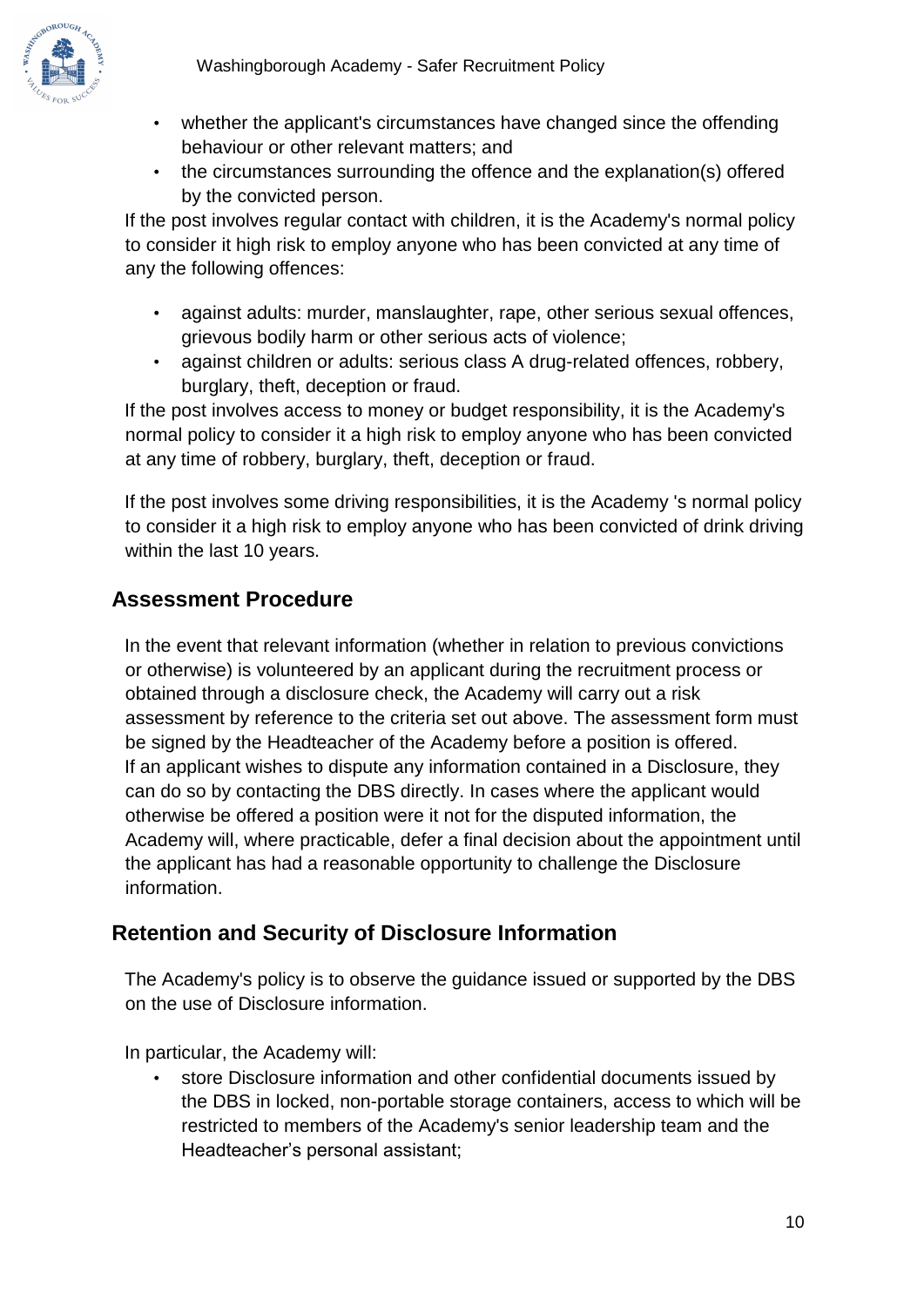- whether the applicant's circumstances have changed since the offending behaviour or other relevant matters; and
- the circumstances surrounding the offence and the explanation(s) offered by the convicted person.

If the post involves regular contact with children, it is the Academy's normal policy to consider it high risk to employ anyone who has been convicted at any time of any the following offences:

- against adults: murder, manslaughter, rape, other serious sexual offences, grievous bodily harm or other serious acts of violence;
- against children or adults: serious class A drug-related offences, robbery, burglary, theft, deception or fraud.

If the post involves access to money or budget responsibility, it is the Academy's normal policy to consider it a high risk to employ anyone who has been convicted at any time of robbery, burglary, theft, deception or fraud.

If the post involves some driving responsibilities, it is the Academy 's normal policy to consider it a high risk to employ anyone who has been convicted of drink driving within the last 10 years.

## Assessment Procedure

In the event that relevant information (whether in relation to previous convictions or otherwise) is volunteered by an applicant during the recruitment process or obtained through a disclosure check, the Academy will carry out a risk assessment by reference to the criteria set out above. The assessment form must be signed by the Headteacher of the Academy before a position is offered. If an applicant wishes to dispute any information contained in a Disclosure, they can do so by contacting the DBS directly. In cases where the applicant would otherwise be offered a position were it not for the disputed information, the Academy will, where practicable, defer a final decision about the appointment until the applicant has had a reasonable opportunity to challenge the Disclosure information.

## Retention and Security of Disclosure Information

The Academy's policy is to observe the guidance issued or supported by the DBS on the use of Disclosure information.

In particular, the Academy will:

- store Disclosure information and other confidential documents issued by the DBS in locked, non-portable storage containers, access to which will be restricted to members of the Academy's senior leadership team and the Headteacher's personal assistant;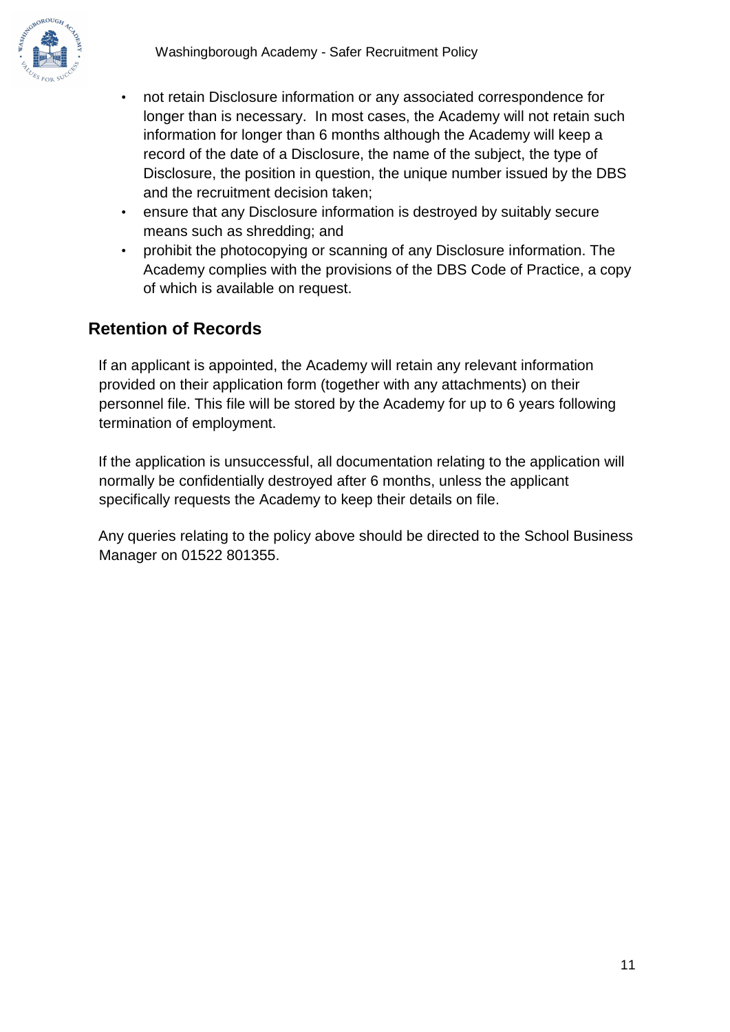- not retain Disclosure information or any associated correspondence for longer than is necessary. In most cases, the Academy will not retain such information for longer than 6 months although the Academy will keep a record of the date of a Disclosure, the name of the subject, the type of Disclosure, the position in question, the unique number issued by the DBS and the recruitment decision taken;
- ensure that any Disclosure information is destroyed by suitably secure means such as shredding; and
- prohibit the photocopying or scanning of any Disclosure information. The Academy complies with the provisions of the DBS Code of Practice, a copy of which is available on request.

## Retention of Records

If an applicant is appointed, the Academy will retain any relevant information provided on their application form (together with any attachments) on their personnel file. This file will be stored by the Academy for up to 6 years following termination of employment.

If the application is unsuccessful, all documentation relating to the application will normally be confidentially destroyed after 6 months, unless the applicant specifically requests the Academy to keep their details on file.

Any queries relating to the policy above should be directed to the School Business Manager on 01522 801355.